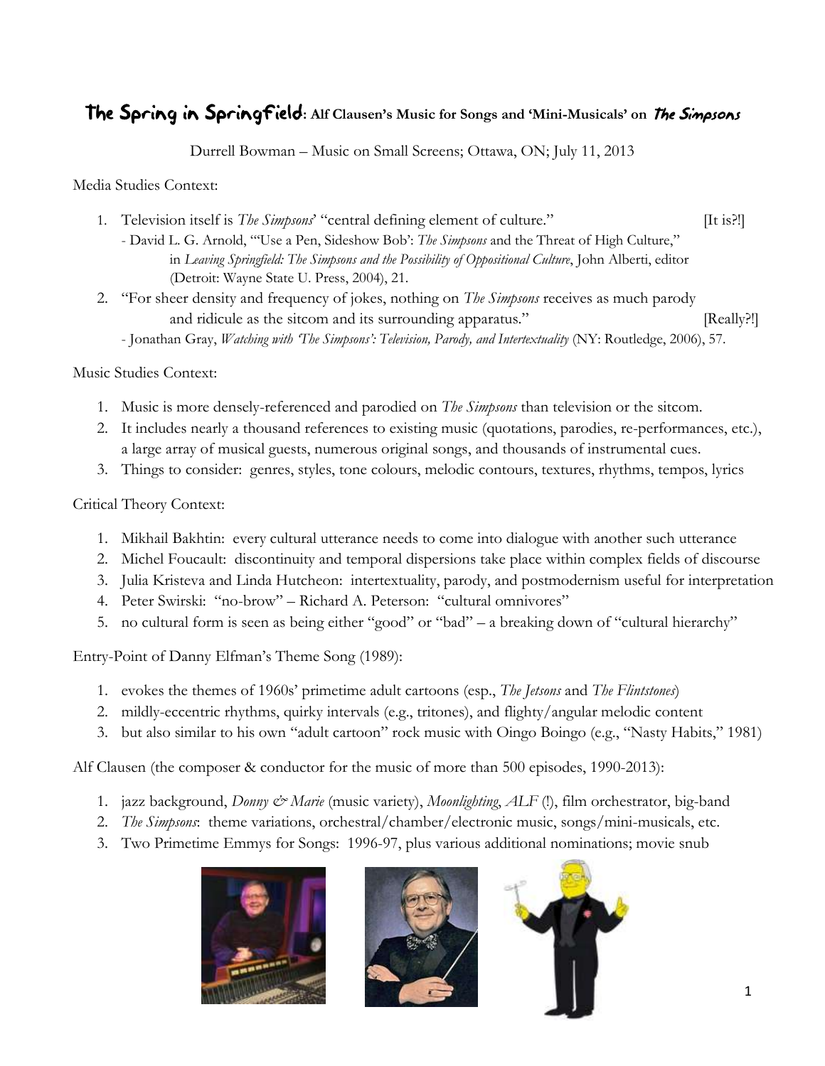# The Spring in Springfield: Alf Clausen's Music for Songs and 'Mini-Musicals' on *The Simpsons*

Durrell Bowman – Music on Small Screens; Ottawa, ON; July 11, 2013

Media Studies Context:

1. Television itself is *The Simpsons*' "central defining element of culture." [It is?!]
   - David L. G. Arnold, "'Use a Pen, Sideshow Bob': *The Simpsons* and the Threat of High Culture," in *Leaving Springfield: The Simpsons and the Possibility of Oppositional Culture*, John Alberti, editor (Detroit: Wayne State U. Press, 2004), 21.
2. "For sheer density and frequency of jokes, nothing on *The Simpsons* receives as much parody and ridicule as the sitcom and its surrounding apparatus." [Really?!]
   - Jonathan Gray, *Watching with 'The Simpsons': Television, Parody, and Intertextuality* (NY: Routledge, 2006), 57.

Music Studies Context:

1. Music is more densely-referenced and parodied on *The Simpsons* than television or the sitcom.
2. It includes nearly a thousand references to existing music (quotations, parodies, re-performances, etc.), a large array of musical guests, numerous original songs, and thousands of instrumental cues.
3. Things to consider: genres, styles, tone colours, melodic contours, textures, rhythms, tempos, lyrics

Critical Theory Context:

1. Mikhail Bakhtin: every cultural utterance needs to come into dialogue with another such utterance
2. Michel Foucault: discontinuity and temporal dispersions take place within complex fields of discourse
3. Julia Kristeva and Linda Hutcheon: intertextuality, parody, and postmodernism useful for interpretation
4. Peter Swirski: "no-brow" – Richard A. Peterson: "cultural omnivores"
5. no cultural form is seen as being either "good" or "bad" – a breaking down of "cultural hierarchy"

Entry-Point of Danny Elfman's Theme Song (1989):

1. evokes the themes of 1960s' primetime adult cartoons (esp., *The Jetsons* and *The Flintstones*)
2. mildly-eccentric rhythms, quirky intervals (e.g., tritones), and flighty/angular melodic content
3. but also similar to his own "adult cartoon" rock music with Oingo Boingo (e.g., "Nasty Habits," 1981)

Alf Clausen (the composer & conductor for the music of more than 500 episodes, 1990-2013):

1. jazz background, *Donny & Marie* (music variety), *Moonlighting*, *ALF* (!), film orchestrator, big-band
2. *The Simpsons*: theme variations, orchestral/chamber/electronic music, songs/mini-musicals, etc.
3. Two Primetime Emmys for Songs: 1996-97, plus various additional nominations; movie snub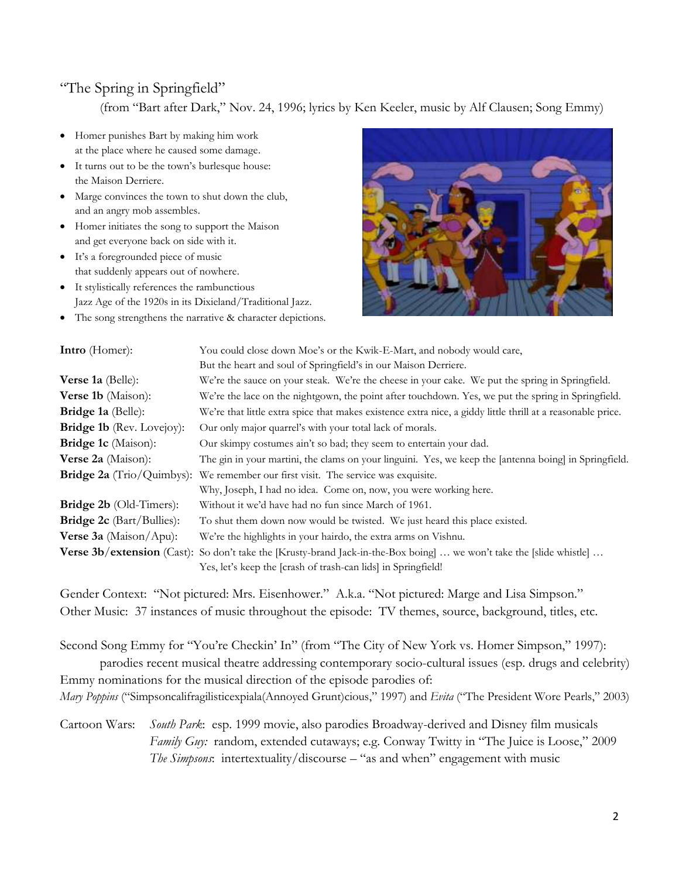## "The Spring in Springfield"

(from "Bart after Dark," Nov. 24, 1996; lyrics by Ken Keeler, music by Alf Clausen; Song Emmy)

- Homer punishes Bart by making him work at the place where he caused some damage.
- It turns out to be the town's burlesque house: the Maison Derriere.
- Marge convinces the town to shut down the club, and an angry mob assembles.
- Homer initiates the song to support the Maison and get everyone back on side with it.
- It's a foregrounded piece of music that suddenly appears out of nowhere.
- It stylistically references the rambunctious Jazz Age of the 1920s in its Dixieland/Traditional Jazz.
- The song strengthens the narrative & character depictions.

| | |
|---|---|
| **Intro** (Homer): | You could close down Moe's or the Kwik-E-Mart, and nobody would care, But the heart and soul of Springfield's in our Maison Derriere. |
| **Verse 1a** (Belle): | We're the sauce on your steak. We're the cheese in your cake. We put the spring in Springfield. |
| **Verse 1b** (Maison): | We're the lace on the nightgown, the point after touchdown. Yes, we put the spring in Springfield. |
| **Bridge 1a** (Belle): | We're that little extra spice that makes existence extra nice, a giddy little thrill at a reasonable price. |
| **Bridge 1b** (Rev. Lovejoy): | Our only major quarrel's with your total lack of morals. |
| **Bridge 1c** (Maison): | Our skimpy costumes ain't so bad; they seem to entertain your dad. |
| **Verse 2a** (Maison): | The gin in your martini, the clams on your linguini. Yes, we keep the [antenna boing] in Springfield. |
| **Bridge 2a** (Trio/Quimbys): | We remember our first visit. The service was exquisite. Why, Joseph, I had no idea. Come on, now, you were working here. |
| **Bridge 2b** (Old-Timers): | Without it we'd have had no fun since March of 1961. |
| **Bridge 2c** (Bart/Bullies): | To shut them down now would be twisted. We just heard this place existed. |
| **Verse 3a** (Maison/Apu): | We're the highlights in your hairdo, the extra arms on Vishnu. |
| **Verse 3b/extension** (Cast): | So don't take the [Krusty-brand Jack-in-the-Box boing] … we won't take the [slide whistle] … Yes, let's keep the [crash of trash-can lids] in Springfield! |

Gender Context: "Not pictured: Mrs. Eisenhower." A.k.a. "Not pictured: Marge and Lisa Simpson."
Other Music: 37 instances of music throughout the episode: TV themes, source, background, titles, etc.

Second Song Emmy for "You're Checkin' In" (from "The City of New York vs. Homer Simpson," 1997):
parodies recent musical theatre addressing contemporary socio-cultural issues (esp. drugs and celebrity)
Emmy nominations for the musical direction of the episode parodies of:
*Mary Poppins* ("Simpsoncalifragilisticexpiala(Annoyed Grunt)cious," 1997) and *Evita* ("The President Wore Pearls," 2003)

Cartoon Wars:
*South Park*: esp. 1999 movie, also parodies Broadway-derived and Disney film musicals
*Family Guy:* random, extended cutaways; e.g. Conway Twitty in "The Juice is Loose," 2009
*The Simpsons*: intertextuality/discourse – "as and when" engagement with music